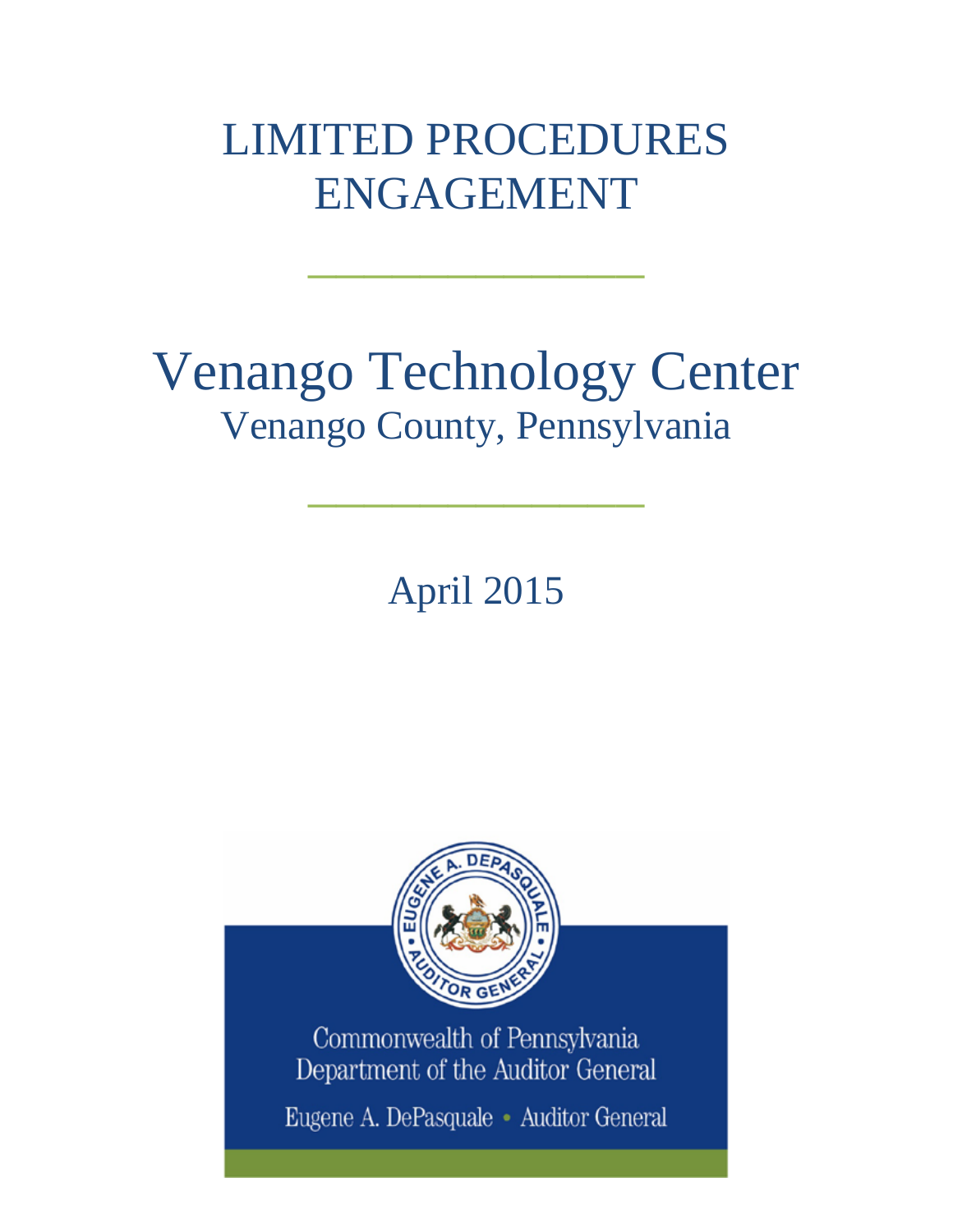# LIMITED PROCEDURES ENGAGEMENT

---

# Venango Technology Center

## Venango County, Pennsylvania

---

April 2015

Commonwealth of Pennsylvania
Department of the Auditor General

Eugene A. DePasquale • Auditor General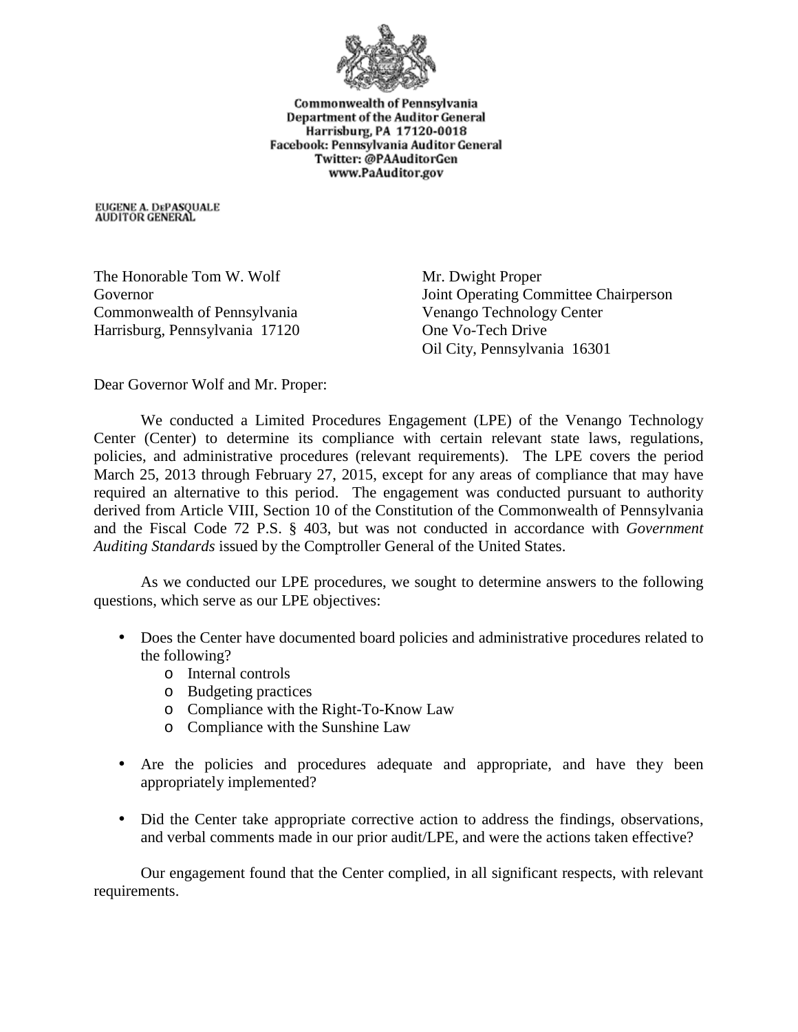**Commonwealth of Pennsylvania**
**Department of the Auditor General**
**Harrisburg, PA 17120-0018**
**Facebook: Pennsylvania Auditor General**
**Twitter: @PAAuditorGen**
**www.PaAuditor.gov**

EUGENE A. DePASQUALE
AUDITOR GENERAL

The Honorable Tom W. Wolf
Governor
Commonwealth of Pennsylvania
Harrisburg, Pennsylvania 17120

Mr. Dwight Proper
Joint Operating Committee Chairperson
Venango Technology Center
One Vo-Tech Drive
Oil City, Pennsylvania 16301

Dear Governor Wolf and Mr. Proper:

We conducted a Limited Procedures Engagement (LPE) of the Venango Technology Center (Center) to determine its compliance with certain relevant state laws, regulations, policies, and administrative procedures (relevant requirements). The LPE covers the period March 25, 2013 through February 27, 2015, except for any areas of compliance that may have required an alternative to this period. The engagement was conducted pursuant to authority derived from Article VIII, Section 10 of the Constitution of the Commonwealth of Pennsylvania and the Fiscal Code 72 P.S. § 403, but was not conducted in accordance with *Government Auditing Standards* issued by the Comptroller General of the United States.

As we conducted our LPE procedures, we sought to determine answers to the following questions, which serve as our LPE objectives:

- Does the Center have documented board policies and administrative procedures related to the following?
  - Internal controls
  - Budgeting practices
  - Compliance with the Right-To-Know Law
  - Compliance with the Sunshine Law
- Are the policies and procedures adequate and appropriate, and have they been appropriately implemented?
- Did the Center take appropriate corrective action to address the findings, observations, and verbal comments made in our prior audit/LPE, and were the actions taken effective?

Our engagement found that the Center complied, in all significant respects, with relevant requirements.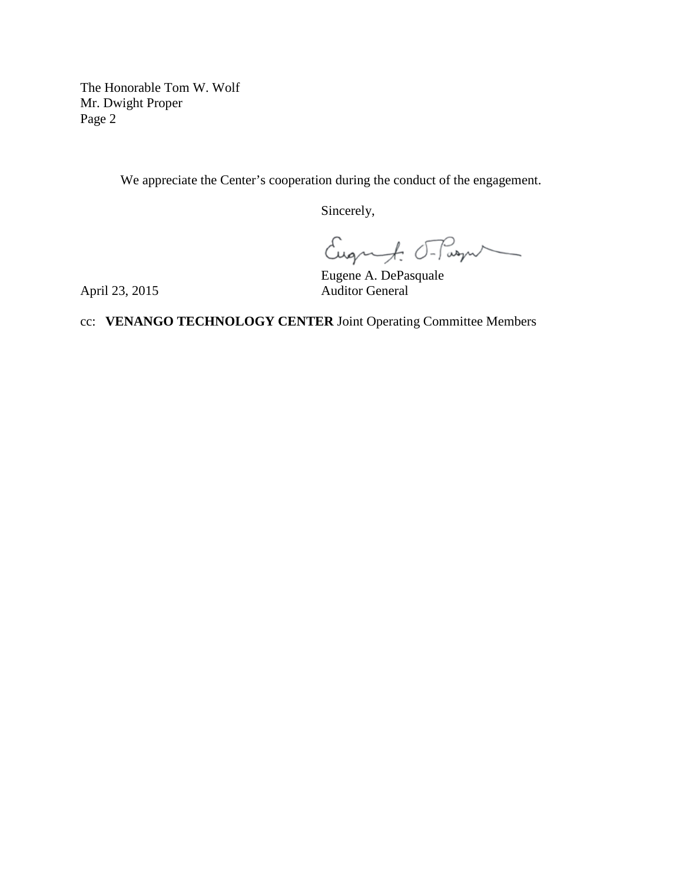The Honorable Tom W. Wolf
Mr. Dwight Proper
Page 2

We appreciate the Center's cooperation during the conduct of the engagement.

Sincerely,

Eugene A. DePasquale
Auditor General

April 23, 2015

cc: **VENANGO TECHNOLOGY CENTER** Joint Operating Committee Members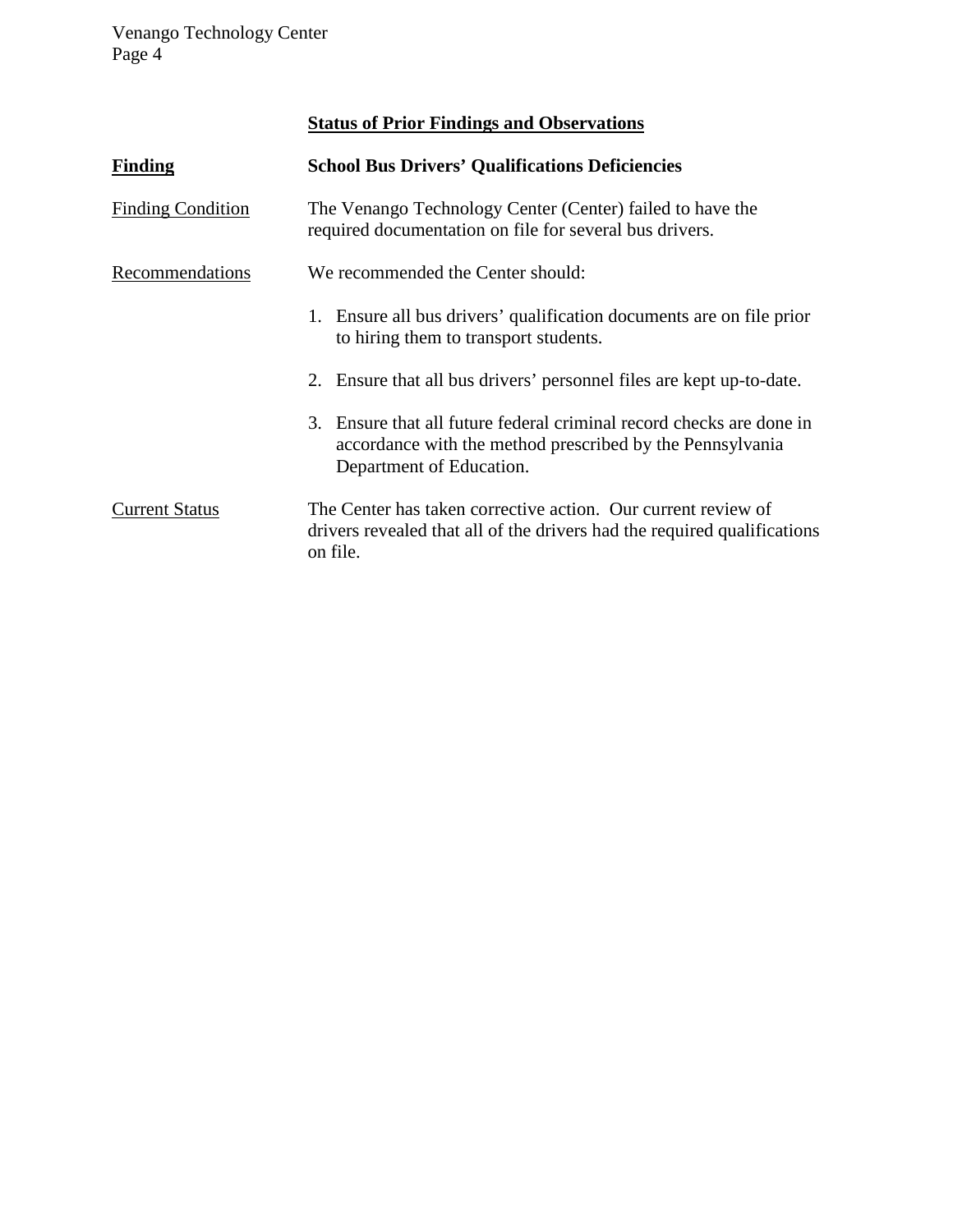## Status of Prior Findings and Observations

**Finding** — **School Bus Drivers' Qualifications Deficiencies**

Finding Condition

The Venango Technology Center (Center) failed to have the required documentation on file for several bus drivers.

Recommendations

We recommended the Center should:

1. Ensure all bus drivers' qualification documents are on file prior to hiring them to transport students.

2. Ensure that all bus drivers' personnel files are kept up-to-date.

3. Ensure that all future federal criminal record checks are done in accordance with the method prescribed by the Pennsylvania Department of Education.

Current Status

The Center has taken corrective action. Our current review of drivers revealed that all of the drivers had the required qualifications on file.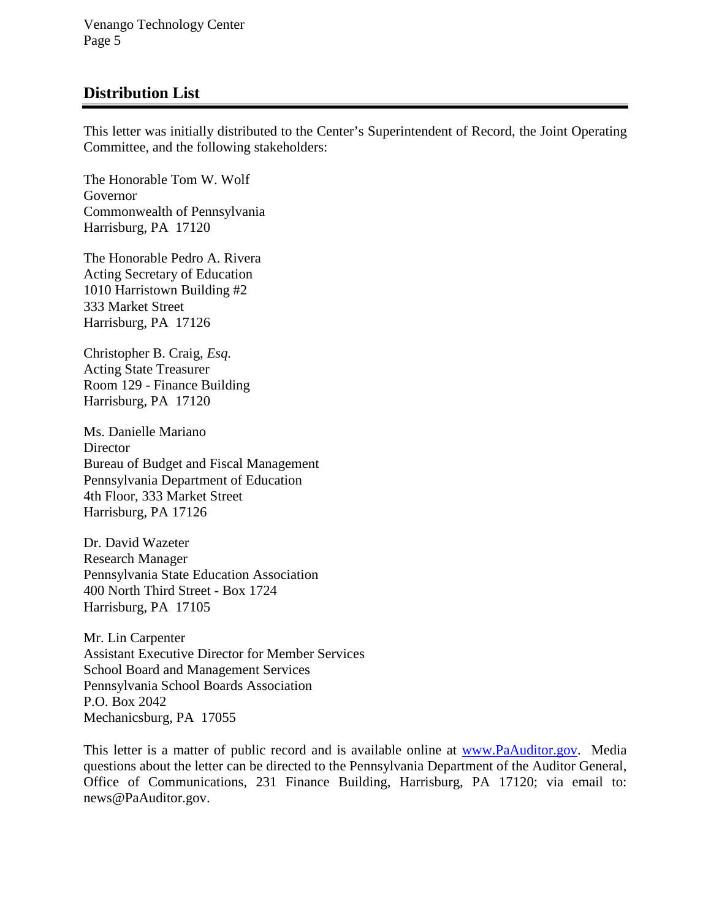## Distribution List

This letter was initially distributed to the Center's Superintendent of Record, the Joint Operating Committee, and the following stakeholders:

The Honorable Tom W. Wolf
Governor
Commonwealth of Pennsylvania
Harrisburg, PA 17120

The Honorable Pedro A. Rivera
Acting Secretary of Education
1010 Harristown Building #2
333 Market Street
Harrisburg, PA 17126

Christopher B. Craig, *Esq.*
Acting State Treasurer
Room 129 - Finance Building
Harrisburg, PA 17120

Ms. Danielle Mariano
Director
Bureau of Budget and Fiscal Management
Pennsylvania Department of Education
4th Floor, 333 Market Street
Harrisburg, PA 17126

Dr. David Wazeter
Research Manager
Pennsylvania State Education Association
400 North Third Street - Box 1724
Harrisburg, PA 17105

Mr. Lin Carpenter
Assistant Executive Director for Member Services
School Board and Management Services
Pennsylvania School Boards Association
P.O. Box 2042
Mechanicsburg, PA 17055

This letter is a matter of public record and is available online at www.PaAuditor.gov. Media questions about the letter can be directed to the Pennsylvania Department of the Auditor General, Office of Communications, 231 Finance Building, Harrisburg, PA 17120; via email to: news@PaAuditor.gov.